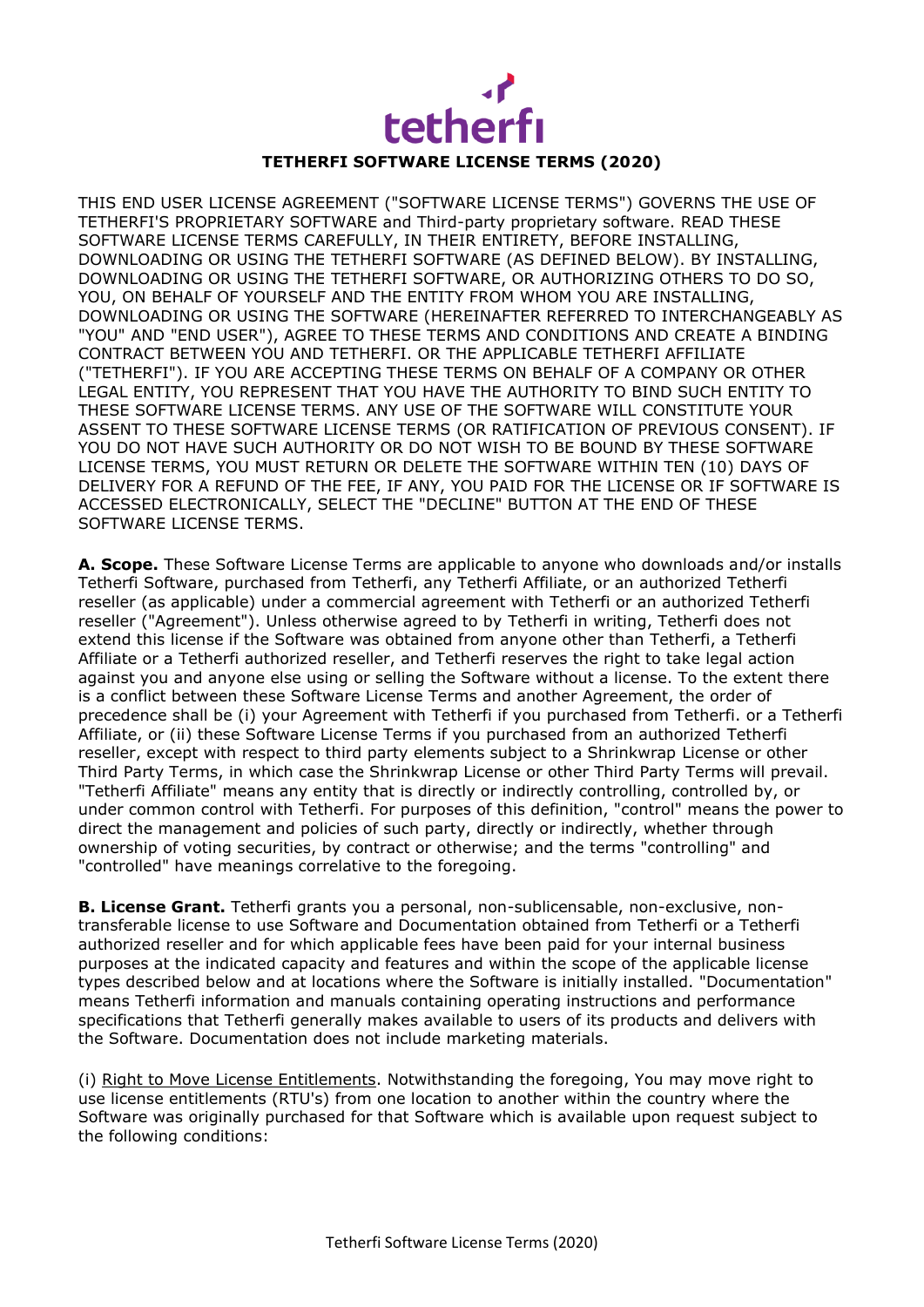# TETHERFI SOFTWARE LICENSE TERMS (2020)

THIS END USER LICENSE AGREEMENT ("SOFTWARE LICENSE TERMS") GOVERNS THE USE OF TETHERFI'S PROPRIETARY SOFTWARE and Third-party proprietary software. READ THESE SOFTWARE LICENSE TERMS CAREFULLY, IN THEIR ENTIRETY, BEFORE INSTALLING, DOWNLOADING OR USING THE TETHERFI SOFTWARE (AS DEFINED BELOW). BY INSTALLING, DOWNLOADING OR USING THE TETHERFI SOFTWARE, OR AUTHORIZING OTHERS TO DO SO, YOU, ON BEHALF OF YOURSELF AND THE ENTITY FROM WHOM YOU ARE INSTALLING, DOWNLOADING OR USING THE SOFTWARE (HEREINAFTER REFERRED TO INTERCHANGEABLY AS "YOU" AND "END USER"), AGREE TO THESE TERMS AND CONDITIONS AND CREATE A BINDING CONTRACT BETWEEN YOU AND TETHERFI. OR THE APPLICABLE TETHERFI AFFILIATE ("TETHERFI"). IF YOU ARE ACCEPTING THESE TERMS ON BEHALF OF A COMPANY OR OTHER LEGAL ENTITY, YOU REPRESENT THAT YOU HAVE THE AUTHORITY TO BIND SUCH ENTITY TO THESE SOFTWARE LICENSE TERMS. ANY USE OF THE SOFTWARE WILL CONSTITUTE YOUR ASSENT TO THESE SOFTWARE LICENSE TERMS (OR RATIFICATION OF PREVIOUS CONSENT). IF YOU DO NOT HAVE SUCH AUTHORITY OR DO NOT WISH TO BE BOUND BY THESE SOFTWARE LICENSE TERMS, YOU MUST RETURN OR DELETE THE SOFTWARE WITHIN TEN (10) DAYS OF DELIVERY FOR A REFUND OF THE FEE, IF ANY, YOU PAID FOR THE LICENSE OR IF SOFTWARE IS ACCESSED ELECTRONICALLY, SELECT THE "DECLINE" BUTTON AT THE END OF THESE SOFTWARE LICENSE TERMS.

**A. Scope.** These Software License Terms are applicable to anyone who downloads and/or installs Tetherfi Software, purchased from Tetherfi, any Tetherfi Affiliate, or an authorized Tetherfi reseller (as applicable) under a commercial agreement with Tetherfi or an authorized Tetherfi reseller ("Agreement"). Unless otherwise agreed to by Tetherfi in writing, Tetherfi does not extend this license if the Software was obtained from anyone other than Tetherfi, a Tetherfi Affiliate or a Tetherfi authorized reseller, and Tetherfi reserves the right to take legal action against you and anyone else using or selling the Software without a license. To the extent there is a conflict between these Software License Terms and another Agreement, the order of precedence shall be (i) your Agreement with Tetherfi if you purchased from Tetherfi. or a Tetherfi Affiliate, or (ii) these Software License Terms if you purchased from an authorized Tetherfi reseller, except with respect to third party elements subject to a Shrinkwrap License or other Third Party Terms, in which case the Shrinkwrap License or other Third Party Terms will prevail. "Tetherfi Affiliate" means any entity that is directly or indirectly controlling, controlled by, or under common control with Tetherfi. For purposes of this definition, "control" means the power to direct the management and policies of such party, directly or indirectly, whether through ownership of voting securities, by contract or otherwise; and the terms "controlling" and "controlled" have meanings correlative to the foregoing.

**B. License Grant.** Tetherfi grants you a personal, non-sublicensable, non-exclusive, non-transferable license to use Software and Documentation obtained from Tetherfi or a Tetherfi authorized reseller and for which applicable fees have been paid for your internal business purposes at the indicated capacity and features and within the scope of the applicable license types described below and at locations where the Software is initially installed. "Documentation" means Tetherfi information and manuals containing operating instructions and performance specifications that Tetherfi generally makes available to users of its products and delivers with the Software. Documentation does not include marketing materials.

(i) Right to Move License Entitlements. Notwithstanding the foregoing, You may move right to use license entitlements (RTU's) from one location to another within the country where the Software was originally purchased for that Software which is available upon request subject to the following conditions: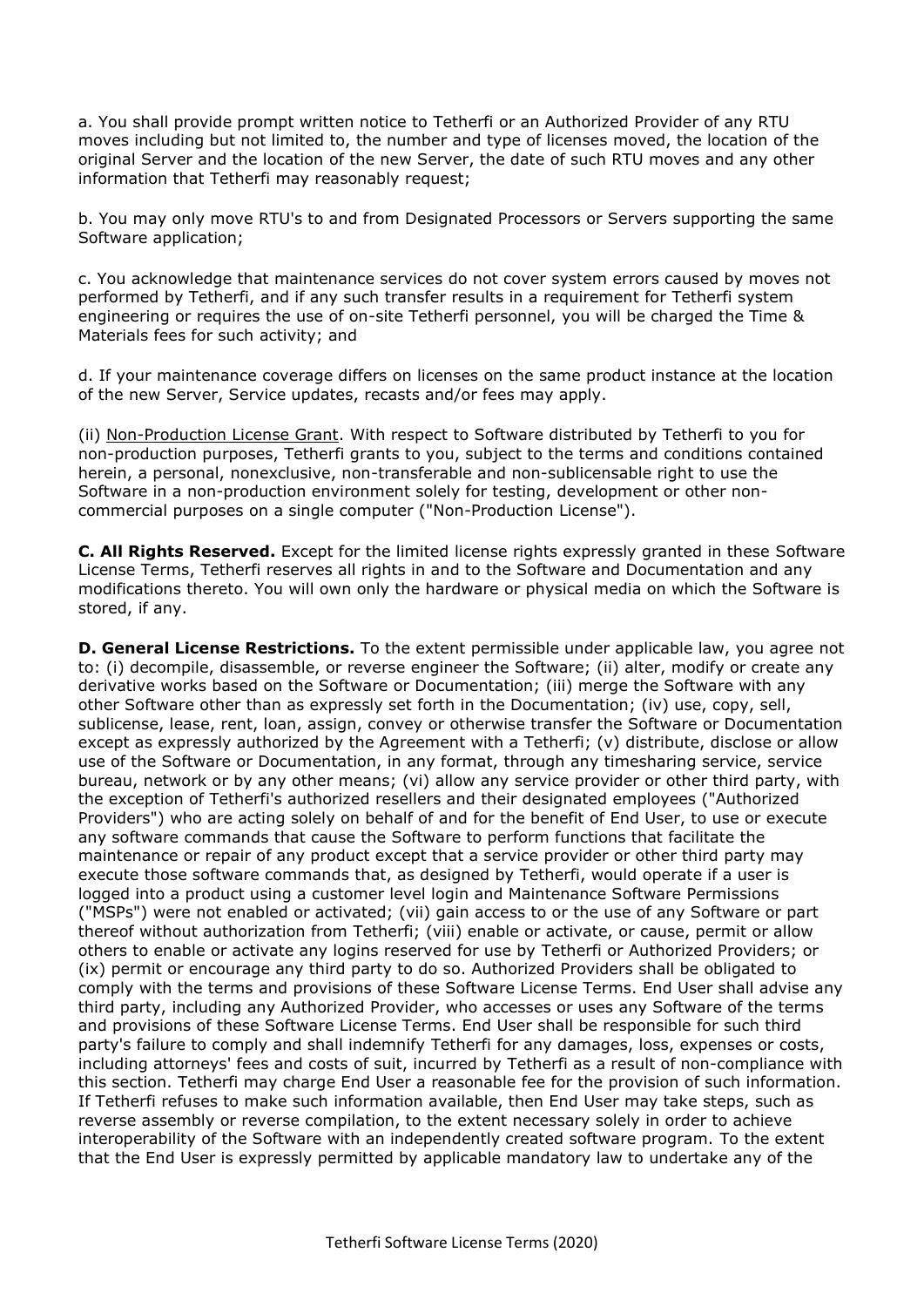a. You shall provide prompt written notice to Tetherfi or an Authorized Provider of any RTU moves including but not limited to, the number and type of licenses moved, the location of the original Server and the location of the new Server, the date of such RTU moves and any other information that Tetherfi may reasonably request;

b. You may only move RTU's to and from Designated Processors or Servers supporting the same Software application;

c. You acknowledge that maintenance services do not cover system errors caused by moves not performed by Tetherfi, and if any such transfer results in a requirement for Tetherfi system engineering or requires the use of on-site Tetherfi personnel, you will be charged the Time & Materials fees for such activity; and

d. If your maintenance coverage differs on licenses on the same product instance at the location of the new Server, Service updates, recasts and/or fees may apply.

(ii) Non-Production License Grant. With respect to Software distributed by Tetherfi to you for non-production purposes, Tetherfi grants to you, subject to the terms and conditions contained herein, a personal, nonexclusive, non-transferable and non-sublicensable right to use the Software in a non-production environment solely for testing, development or other non-commercial purposes on a single computer ("Non-Production License").

**C. All Rights Reserved.** Except for the limited license rights expressly granted in these Software License Terms, Tetherfi reserves all rights in and to the Software and Documentation and any modifications thereto. You will own only the hardware or physical media on which the Software is stored, if any.

**D. General License Restrictions.** To the extent permissible under applicable law, you agree not to: (i) decompile, disassemble, or reverse engineer the Software; (ii) alter, modify or create any derivative works based on the Software or Documentation; (iii) merge the Software with any other Software other than as expressly set forth in the Documentation; (iv) use, copy, sell, sublicense, lease, rent, loan, assign, convey or otherwise transfer the Software or Documentation except as expressly authorized by the Agreement with a Tetherfi; (v) distribute, disclose or allow use of the Software or Documentation, in any format, through any timesharing service, service bureau, network or by any other means; (vi) allow any service provider or other third party, with the exception of Tetherfi's authorized resellers and their designated employees ("Authorized Providers") who are acting solely on behalf of and for the benefit of End User, to use or execute any software commands that cause the Software to perform functions that facilitate the maintenance or repair of any product except that a service provider or other third party may execute those software commands that, as designed by Tetherfi, would operate if a user is logged into a product using a customer level login and Maintenance Software Permissions ("MSPs") were not enabled or activated; (vii) gain access to or the use of any Software or part thereof without authorization from Tetherfi; (viii) enable or activate, or cause, permit or allow others to enable or activate any logins reserved for use by Tetherfi or Authorized Providers; or (ix) permit or encourage any third party to do so. Authorized Providers shall be obligated to comply with the terms and provisions of these Software License Terms. End User shall advise any third party, including any Authorized Provider, who accesses or uses any Software of the terms and provisions of these Software License Terms. End User shall be responsible for such third party's failure to comply and shall indemnify Tetherfi for any damages, loss, expenses or costs, including attorneys' fees and costs of suit, incurred by Tetherfi as a result of non-compliance with this section. Tetherfi may charge End User a reasonable fee for the provision of such information. If Tetherfi refuses to make such information available, then End User may take steps, such as reverse assembly or reverse compilation, to the extent necessary solely in order to achieve interoperability of the Software with an independently created software program. To the extent that the End User is expressly permitted by applicable mandatory law to undertake any of the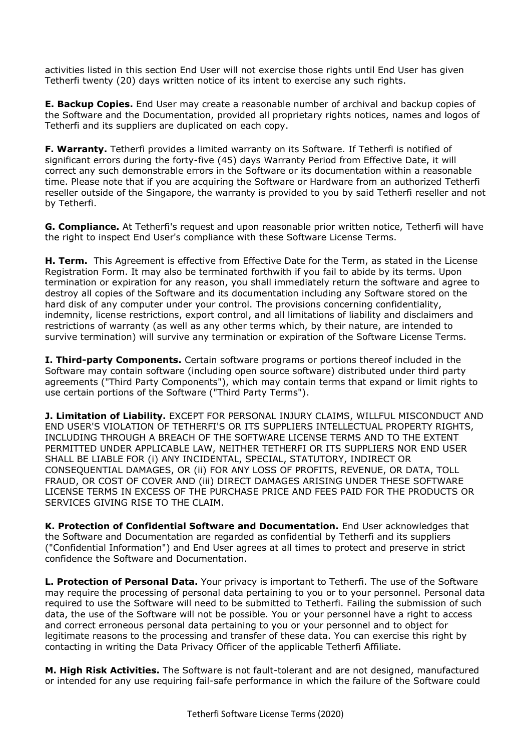activities listed in this section End User will not exercise those rights until End User has given Tetherfi twenty (20) days written notice of its intent to exercise any such rights.

**E. Backup Copies.** End User may create a reasonable number of archival and backup copies of the Software and the Documentation, provided all proprietary rights notices, names and logos of Tetherfi and its suppliers are duplicated on each copy.

**F. Warranty.** Tetherfi provides a limited warranty on its Software. If Tetherfi is notified of significant errors during the forty-five (45) days Warranty Period from Effective Date, it will correct any such demonstrable errors in the Software or its documentation within a reasonable time. Please note that if you are acquiring the Software or Hardware from an authorized Tetherfi reseller outside of the Singapore, the warranty is provided to you by said Tetherfi reseller and not by Tetherfi.

**G. Compliance.** At Tetherfi's request and upon reasonable prior written notice, Tetherfi will have the right to inspect End User's compliance with these Software License Terms.

**H. Term.** This Agreement is effective from Effective Date for the Term, as stated in the License Registration Form. It may also be terminated forthwith if you fail to abide by its terms. Upon termination or expiration for any reason, you shall immediately return the software and agree to destroy all copies of the Software and its documentation including any Software stored on the hard disk of any computer under your control. The provisions concerning confidentiality, indemnity, license restrictions, export control, and all limitations of liability and disclaimers and restrictions of warranty (as well as any other terms which, by their nature, are intended to survive termination) will survive any termination or expiration of the Software License Terms.

**I. Third-party Components.** Certain software programs or portions thereof included in the Software may contain software (including open source software) distributed under third party agreements ("Third Party Components"), which may contain terms that expand or limit rights to use certain portions of the Software ("Third Party Terms").

**J. Limitation of Liability.** EXCEPT FOR PERSONAL INJURY CLAIMS, WILLFUL MISCONDUCT AND END USER'S VIOLATION OF TETHERFI'S OR ITS SUPPLIERS INTELLECTUAL PROPERTY RIGHTS, INCLUDING THROUGH A BREACH OF THE SOFTWARE LICENSE TERMS AND TO THE EXTENT PERMITTED UNDER APPLICABLE LAW, NEITHER TETHERFI OR ITS SUPPLIERS NOR END USER SHALL BE LIABLE FOR (i) ANY INCIDENTAL, SPECIAL, STATUTORY, INDIRECT OR CONSEQUENTIAL DAMAGES, OR (ii) FOR ANY LOSS OF PROFITS, REVENUE, OR DATA, TOLL FRAUD, OR COST OF COVER AND (iii) DIRECT DAMAGES ARISING UNDER THESE SOFTWARE LICENSE TERMS IN EXCESS OF THE PURCHASE PRICE AND FEES PAID FOR THE PRODUCTS OR SERVICES GIVING RISE TO THE CLAIM.

**K. Protection of Confidential Software and Documentation.** End User acknowledges that the Software and Documentation are regarded as confidential by Tetherfi and its suppliers ("Confidential Information") and End User agrees at all times to protect and preserve in strict confidence the Software and Documentation.

**L. Protection of Personal Data.** Your privacy is important to Tetherfi. The use of the Software may require the processing of personal data pertaining to you or to your personnel. Personal data required to use the Software will need to be submitted to Tetherfi. Failing the submission of such data, the use of the Software will not be possible. You or your personnel have a right to access and correct erroneous personal data pertaining to you or your personnel and to object for legitimate reasons to the processing and transfer of these data. You can exercise this right by contacting in writing the Data Privacy Officer of the applicable Tetherfi Affiliate.

**M. High Risk Activities.** The Software is not fault-tolerant and are not designed, manufactured or intended for any use requiring fail-safe performance in which the failure of the Software could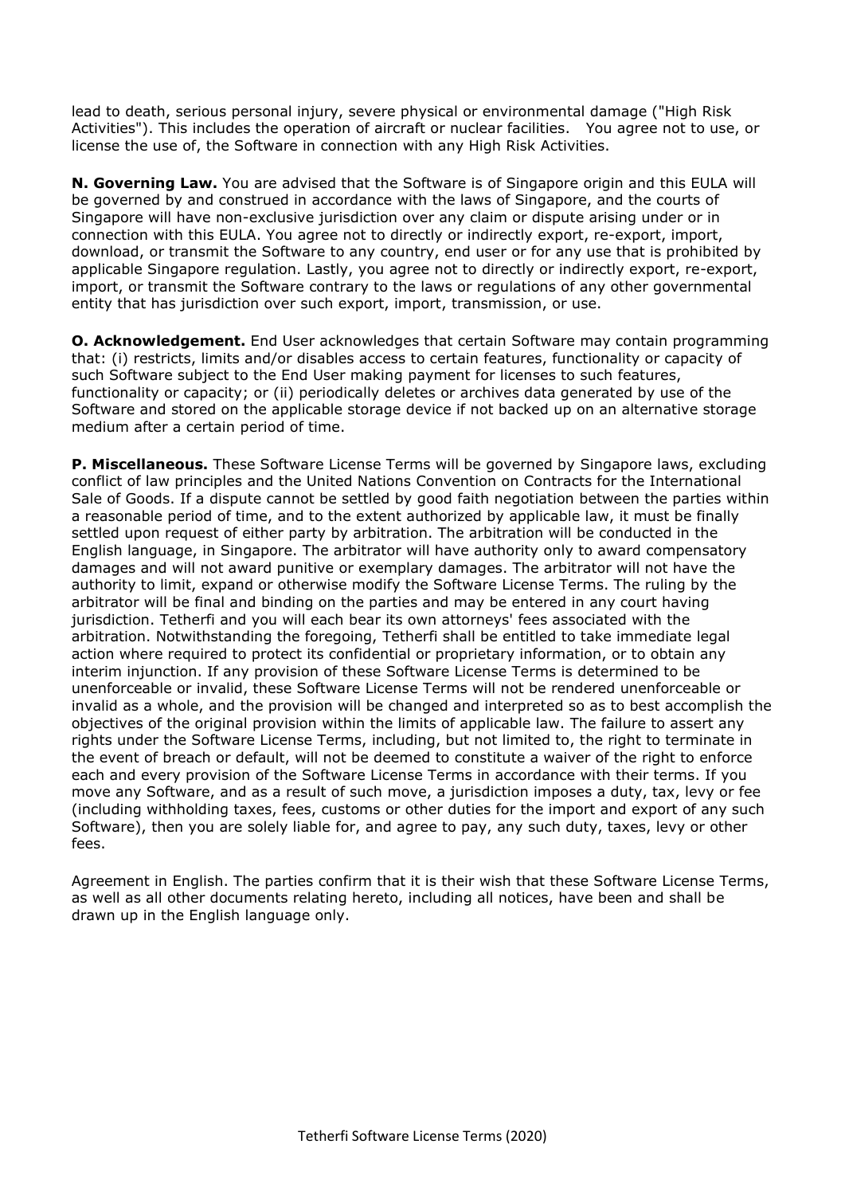lead to death, serious personal injury, severe physical or environmental damage ("High Risk Activities"). This includes the operation of aircraft or nuclear facilities. You agree not to use, or license the use of, the Software in connection with any High Risk Activities.

**N. Governing Law.** You are advised that the Software is of Singapore origin and this EULA will be governed by and construed in accordance with the laws of Singapore, and the courts of Singapore will have non-exclusive jurisdiction over any claim or dispute arising under or in connection with this EULA. You agree not to directly or indirectly export, re-export, import, download, or transmit the Software to any country, end user or for any use that is prohibited by applicable Singapore regulation. Lastly, you agree not to directly or indirectly export, re-export, import, or transmit the Software contrary to the laws or regulations of any other governmental entity that has jurisdiction over such export, import, transmission, or use.

**O. Acknowledgement.** End User acknowledges that certain Software may contain programming that: (i) restricts, limits and/or disables access to certain features, functionality or capacity of such Software subject to the End User making payment for licenses to such features, functionality or capacity; or (ii) periodically deletes or archives data generated by use of the Software and stored on the applicable storage device if not backed up on an alternative storage medium after a certain period of time.

**P. Miscellaneous.** These Software License Terms will be governed by Singapore laws, excluding conflict of law principles and the United Nations Convention on Contracts for the International Sale of Goods. If a dispute cannot be settled by good faith negotiation between the parties within a reasonable period of time, and to the extent authorized by applicable law, it must be finally settled upon request of either party by arbitration. The arbitration will be conducted in the English language, in Singapore. The arbitrator will have authority only to award compensatory damages and will not award punitive or exemplary damages. The arbitrator will not have the authority to limit, expand or otherwise modify the Software License Terms. The ruling by the arbitrator will be final and binding on the parties and may be entered in any court having jurisdiction. Tetherfi and you will each bear its own attorneys' fees associated with the arbitration. Notwithstanding the foregoing, Tetherfi shall be entitled to take immediate legal action where required to protect its confidential or proprietary information, or to obtain any interim injunction. If any provision of these Software License Terms is determined to be unenforceable or invalid, these Software License Terms will not be rendered unenforceable or invalid as a whole, and the provision will be changed and interpreted so as to best accomplish the objectives of the original provision within the limits of applicable law. The failure to assert any rights under the Software License Terms, including, but not limited to, the right to terminate in the event of breach or default, will not be deemed to constitute a waiver of the right to enforce each and every provision of the Software License Terms in accordance with their terms. If you move any Software, and as a result of such move, a jurisdiction imposes a duty, tax, levy or fee (including withholding taxes, fees, customs or other duties for the import and export of any such Software), then you are solely liable for, and agree to pay, any such duty, taxes, levy or other fees.

Agreement in English. The parties confirm that it is their wish that these Software License Terms, as well as all other documents relating hereto, including all notices, have been and shall be drawn up in the English language only.